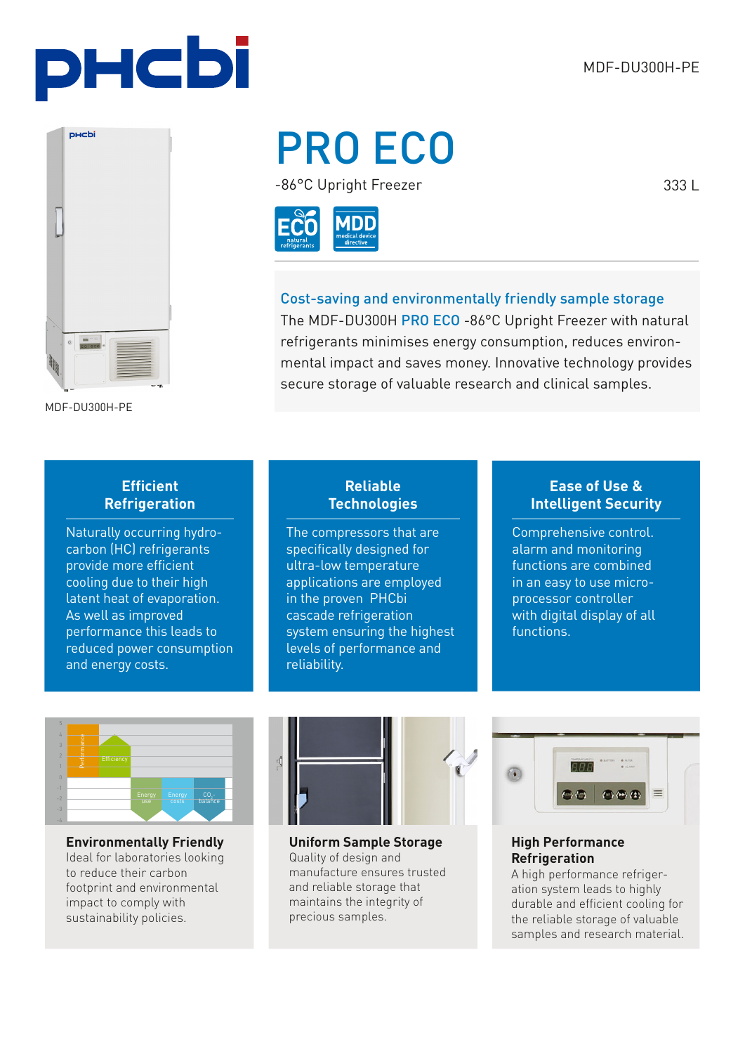MDF-DU300H-PE

# PRO ECO

-86°C Upright Freezer

333 L

MDF-DU300H-PE

## Cost-saving and environmentally friendly sample storage

The MDF-DU300H PRO ECO -86°C Upright Freezer with natural refrigerants minimises energy consumption, reduces environmental impact and saves money. Innovative technology provides secure storage of valuable research and clinical samples.

### Efficient Refrigeration

Naturally occurring hydrocarbon (HC) refrigerants provide more efficient cooling due to their high latent heat of evaporation. As well as improved performance this leads to reduced power consumption and energy costs.

### Reliable Technologies

The compressors that are specifically designed for ultra-low temperature applications are employed in the proven PHCbi cascade refrigeration system ensuring the highest levels of performance and reliability.

### Ease of Use & Intelligent Security

Comprehensive control. alarm and monitoring functions are combined in an easy to use microprocessor controller with digital display of all functions.

### Environmentally Friendly

Ideal for laboratories looking to reduce their carbon footprint and environmental impact to comply with sustainability policies.

### Uniform Sample Storage

Quality of design and manufacture ensures trusted and reliable storage that maintains the integrity of precious samples.

### High Performance Refrigeration

A high performance refrigeration system leads to highly durable and efficient cooling for the reliable storage of valuable samples and research material.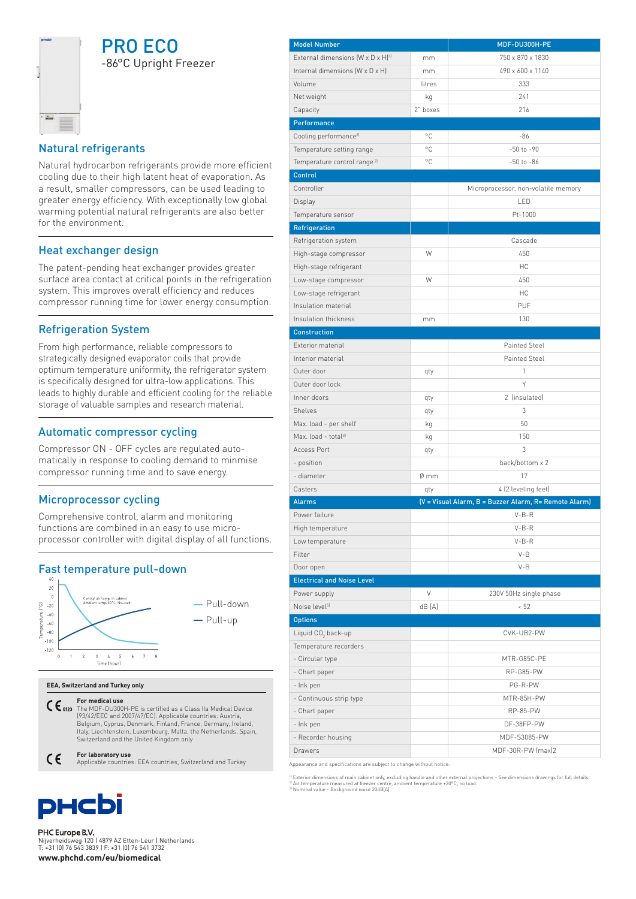# PRO ECO

-86°C Upright Freezer

## Natural refrigerants

Natural hydrocarbon refrigerants provide more efficient cooling due to their high latent heat of evaporation. As a result, smaller compressors, can be used leading to greater energy efficiency. With exceptionally low global warming potential natural refrigerants are also better for the environment.

## Heat exchanger design

The patent-pending heat exchanger provides greater surface area contact at critical points in the refrigeration system. This improves overall efficiency and reduces compressor running time for lower energy consumption.

## Refrigeration System

From high performance, reliable compressors to strategically designed evaporator coils that provide optimum temperature uniformity, the refrigerator system is specifically designed for ultra-low applications. This leads to highly durable and efficient cooling for the reliable storage of valuable samples and research material.

## Automatic compressor cycling

Compressor ON - OFF cycles are regulated automatically in response to cooling demand to minmise compressor running time and to save energy.

## Microprocessor cycling

Comprehensive control, alarm and monitoring functions are combined in an easy to use microprocessor controller with digital display of all functions.

## Fast temperature pull-down

40
20
0
-20
-40
-60
-80
-100
-120
Temperature (°C)
0 1 2 3 4 5 6 7 8
Time (hour)
Central air temp. in cabinet
Ambient temp. 30°C, No-load
Pull-down
Pull-up

**EEA, Switzerland and Turkey only**

CE 0123 **For medical use**
The MDF-DU300H-PE is certified as a Class IIa Medical Device (93/42/EEC and 2007/47/EC). Applicable countries: Austria, Belgium, Cyprus, Denmark, Finland, France, Germany, Ireland, Italy, Liechtenstein, Luxembourg, Malta, the Netherlands, Spain, Switzerland and the United Kingdom only

CE **For laboratory use**
Applicable countries: EEA countries, Switzerland and Turkey

| Model Number | | MDF-DU300H-PE |
|---|---|---|
| External dimensions (W x D x H)[1] | mm | 750 x 870 x 1830 |
| Internal dimensions (W x D x H) | mm | 490 x 600 x 1140 |
| Volume | litres | 333 |
| Net weight | kg | 241 |
| Capacity | 2" boxes | 216 |
| **Performance** | | |
| Cooling performance[2] | °C | -86 |
| Temperature setting range | °C | -50 to -90 |
| Temperature control range [2] | °C | -50 to -86 |
| **Control** | | |
| Controller | | Microprocessor, non-volatile memory |
| Display | | LED |
| Temperature sensor | | Pt-1000 |
| **Refrigeration** | | |
| Refrigeration system | | Cascade |
| High-stage compressor | W | 450 |
| High-stage refrigerant | | HC |
| Low-stage compressor | W | 450 |
| Low-stage refrigerant | | HC |
| Insulation material | | PUF |
| Insulation thickness | mm | 130 |
| **Construction** | | |
| Exterior material | | Painted Steel |
| Interior material | | Painted Steel |
| Outer door | qty | 1 |
| Outer door lock | | Y |
| Inner doors | qty | 2 (insulated) |
| Shelves | qty | 3 |
| Max. load - per shelf | kg | 50 |
| Max. load - total[3] | kg | 150 |
| Access Port | qty | 3 |
| - position | | back/bottom x 2 |
| - diameter | Ø mm | 17 |
| Casters | qty | 4 (2 leveling feet) |
| **Alarms** | | **(V = Visual Alarm, B = Buzzer Alarm, R= Remote Alarm)** |
| Power failure | | V-B-R |
| High temperature | | V-B-R |
| Low temperature | | V-B-R |
| Filter | | V-B |
| Door open | | V-B |
| **Electrical and Noise Level** | | |
| Power supply | V | 230V 50Hz single phase |
| Noise level[3] | dB [A] | < 52 |
| **Options** | | |
| Liquid $CO_2$ back-up | | CVK-UB2-PW |
| Temperature recorders | | |
| - Circular type | | MTR-G85C-PE |
| - Chart paper | | RP-G85-PW |
| - Ink pen | | PG-R-PW |
| - Continuous strip type | | MTR-85H-PW |
| - Chart paper | | RP-85-PW |
| - Ink pen | | DF-38FP-PW |
| - Recorder housing | | MDF-S3085-PW |
| Drawers | | MDF-30R-PW (max)2 |

Appearance and specifications are subject to change without notice.

[1] Exterior dimensions of main cabinet only, excluding handle and other external projections - See dimensions drawings for full details.
[2] Air temperature measured at freezer centre, ambient temperature +30°C, no load.
[3] Nominal value - Background noise 20dB(A).

PHC Europe B.V.
Nijverheidsweg 120 | 4879 AZ Etten-Leur | Netherlands
T: +31 (0) 76 543 3839 | F: +31 (0) 76 541 3732
**www.phchd.com/eu/biomedical**